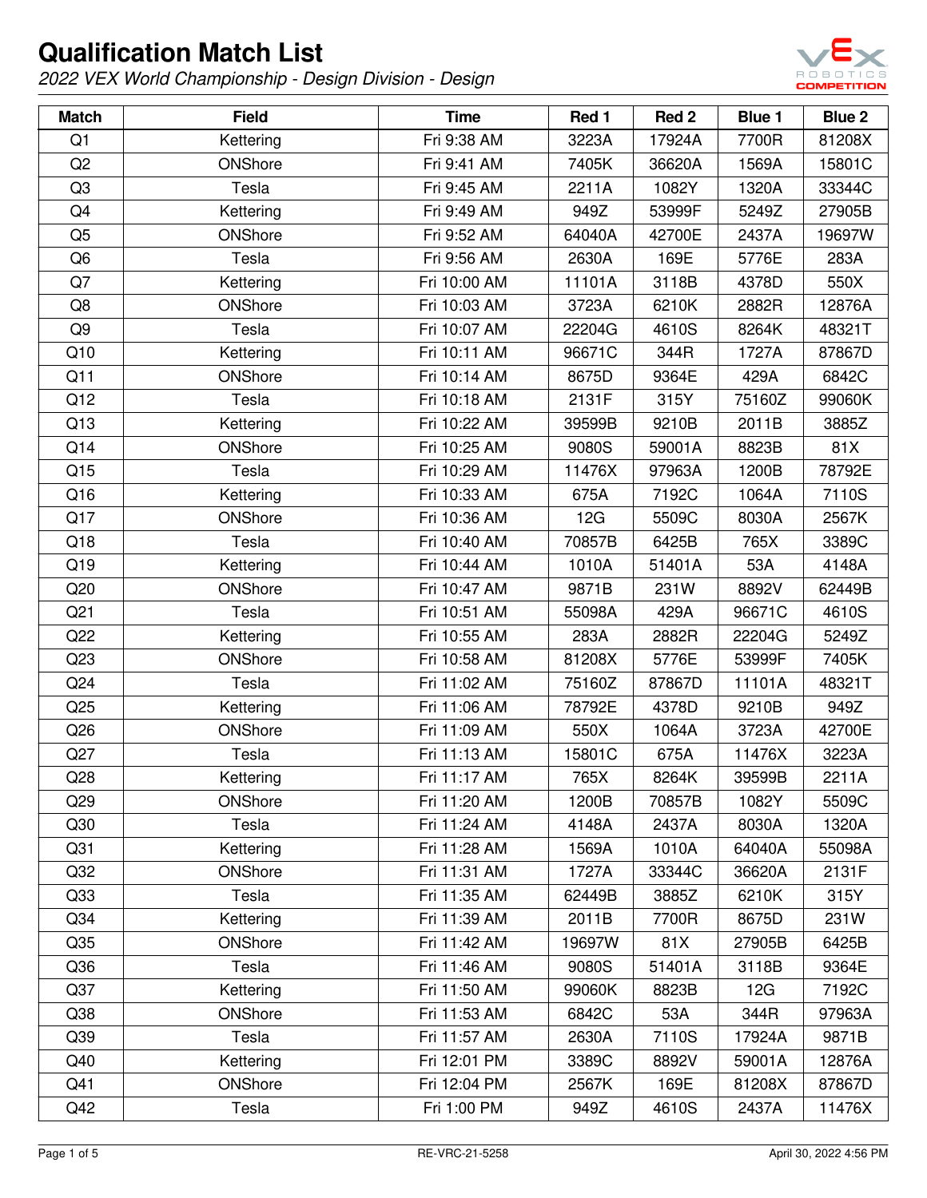# Qualification Match List

*2022 VEX World Championship - Design Division - Design*

| Match | Field | Time | Red 1 | Red 2 | Blue 1 | Blue 2 |
|---|---|---|---|---|---|---|
| Q1 | Kettering | Fri 9:38 AM | 3223A | 17924A | 7700R | 81208X |
| Q2 | ONShore | Fri 9:41 AM | 7405K | 36620A | 1569A | 15801C |
| Q3 | Tesla | Fri 9:45 AM | 2211A | 1082Y | 1320A | 33344C |
| Q4 | Kettering | Fri 9:49 AM | 949Z | 53999F | 5249Z | 27905B |
| Q5 | ONShore | Fri 9:52 AM | 64040A | 42700E | 2437A | 19697W |
| Q6 | Tesla | Fri 9:56 AM | 2630A | 169E | 5776E | 283A |
| Q7 | Kettering | Fri 10:00 AM | 11101A | 3118B | 4378D | 550X |
| Q8 | ONShore | Fri 10:03 AM | 3723A | 6210K | 2882R | 12876A |
| Q9 | Tesla | Fri 10:07 AM | 22204G | 4610S | 8264K | 48321T |
| Q10 | Kettering | Fri 10:11 AM | 96671C | 344R | 1727A | 87867D |
| Q11 | ONShore | Fri 10:14 AM | 8675D | 9364E | 429A | 6842C |
| Q12 | Tesla | Fri 10:18 AM | 2131F | 315Y | 75160Z | 99060K |
| Q13 | Kettering | Fri 10:22 AM | 39599B | 9210B | 2011B | 3885Z |
| Q14 | ONShore | Fri 10:25 AM | 9080S | 59001A | 8823B | 81X |
| Q15 | Tesla | Fri 10:29 AM | 11476X | 97963A | 1200B | 78792E |
| Q16 | Kettering | Fri 10:33 AM | 675A | 7192C | 1064A | 7110S |
| Q17 | ONShore | Fri 10:36 AM | 12G | 5509C | 8030A | 2567K |
| Q18 | Tesla | Fri 10:40 AM | 70857B | 6425B | 765X | 3389C |
| Q19 | Kettering | Fri 10:44 AM | 1010A | 51401A | 53A | 4148A |
| Q20 | ONShore | Fri 10:47 AM | 9871B | 231W | 8892V | 62449B |
| Q21 | Tesla | Fri 10:51 AM | 55098A | 429A | 96671C | 4610S |
| Q22 | Kettering | Fri 10:55 AM | 283A | 2882R | 22204G | 5249Z |
| Q23 | ONShore | Fri 10:58 AM | 81208X | 5776E | 53999F | 7405K |
| Q24 | Tesla | Fri 11:02 AM | 75160Z | 87867D | 11101A | 48321T |
| Q25 | Kettering | Fri 11:06 AM | 78792E | 4378D | 9210B | 949Z |
| Q26 | ONShore | Fri 11:09 AM | 550X | 1064A | 3723A | 42700E |
| Q27 | Tesla | Fri 11:13 AM | 15801C | 675A | 11476X | 3223A |
| Q28 | Kettering | Fri 11:17 AM | 765X | 8264K | 39599B | 2211A |
| Q29 | ONShore | Fri 11:20 AM | 1200B | 70857B | 1082Y | 5509C |
| Q30 | Tesla | Fri 11:24 AM | 4148A | 2437A | 8030A | 1320A |
| Q31 | Kettering | Fri 11:28 AM | 1569A | 1010A | 64040A | 55098A |
| Q32 | ONShore | Fri 11:31 AM | 1727A | 33344C | 36620A | 2131F |
| Q33 | Tesla | Fri 11:35 AM | 62449B | 3885Z | 6210K | 315Y |
| Q34 | Kettering | Fri 11:39 AM | 2011B | 7700R | 8675D | 231W |
| Q35 | ONShore | Fri 11:42 AM | 19697W | 81X | 27905B | 6425B |
| Q36 | Tesla | Fri 11:46 AM | 9080S | 51401A | 3118B | 9364E |
| Q37 | Kettering | Fri 11:50 AM | 99060K | 8823B | 12G | 7192C |
| Q38 | ONShore | Fri 11:53 AM | 6842C | 53A | 344R | 97963A |
| Q39 | Tesla | Fri 11:57 AM | 2630A | 7110S | 17924A | 9871B |
| Q40 | Kettering | Fri 12:01 PM | 3389C | 8892V | 59001A | 12876A |
| Q41 | ONShore | Fri 12:04 PM | 2567K | 169E | 81208X | 87867D |
| Q42 | Tesla | Fri 1:00 PM | 949Z | 4610S | 2437A | 11476X |

RE-VRC-21-5258

April 30, 2022 4:56 PM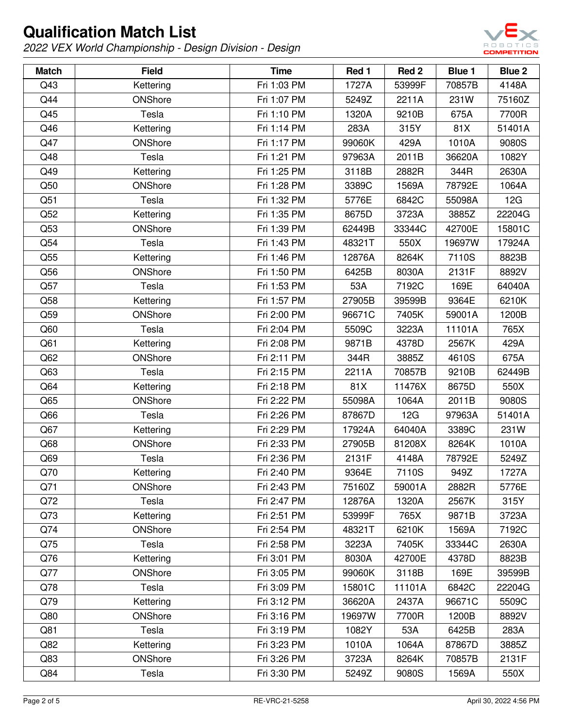# Qualification Match List

*2022 VEX World Championship - Design Division - Design*

| Match | Field | Time | Red 1 | Red 2 | Blue 1 | Blue 2 |
|---|---|---|---|---|---|---|
| Q43 | Kettering | Fri 1:03 PM | 1727A | 53999F | 70857B | 4148A |
| Q44 | ONShore | Fri 1:07 PM | 5249Z | 2211A | 231W | 75160Z |
| Q45 | Tesla | Fri 1:10 PM | 1320A | 9210B | 675A | 7700R |
| Q46 | Kettering | Fri 1:14 PM | 283A | 315Y | 81X | 51401A |
| Q47 | ONShore | Fri 1:17 PM | 99060K | 429A | 1010A | 9080S |
| Q48 | Tesla | Fri 1:21 PM | 97963A | 2011B | 36620A | 1082Y |
| Q49 | Kettering | Fri 1:25 PM | 3118B | 2882R | 344R | 2630A |
| Q50 | ONShore | Fri 1:28 PM | 3389C | 1569A | 78792E | 1064A |
| Q51 | Tesla | Fri 1:32 PM | 5776E | 6842C | 55098A | 12G |
| Q52 | Kettering | Fri 1:35 PM | 8675D | 3723A | 3885Z | 22204G |
| Q53 | ONShore | Fri 1:39 PM | 62449B | 33344C | 42700E | 15801C |
| Q54 | Tesla | Fri 1:43 PM | 48321T | 550X | 19697W | 17924A |
| Q55 | Kettering | Fri 1:46 PM | 12876A | 8264K | 7110S | 8823B |
| Q56 | ONShore | Fri 1:50 PM | 6425B | 8030A | 2131F | 8892V |
| Q57 | Tesla | Fri 1:53 PM | 53A | 7192C | 169E | 64040A |
| Q58 | Kettering | Fri 1:57 PM | 27905B | 39599B | 9364E | 6210K |
| Q59 | ONShore | Fri 2:00 PM | 96671C | 7405K | 59001A | 1200B |
| Q60 | Tesla | Fri 2:04 PM | 5509C | 3223A | 11101A | 765X |
| Q61 | Kettering | Fri 2:08 PM | 9871B | 4378D | 2567K | 429A |
| Q62 | ONShore | Fri 2:11 PM | 344R | 3885Z | 4610S | 675A |
| Q63 | Tesla | Fri 2:15 PM | 2211A | 70857B | 9210B | 62449B |
| Q64 | Kettering | Fri 2:18 PM | 81X | 11476X | 8675D | 550X |
| Q65 | ONShore | Fri 2:22 PM | 55098A | 1064A | 2011B | 9080S |
| Q66 | Tesla | Fri 2:26 PM | 87867D | 12G | 97963A | 51401A |
| Q67 | Kettering | Fri 2:29 PM | 17924A | 64040A | 3389C | 231W |
| Q68 | ONShore | Fri 2:33 PM | 27905B | 81208X | 8264K | 1010A |
| Q69 | Tesla | Fri 2:36 PM | 2131F | 4148A | 78792E | 5249Z |
| Q70 | Kettering | Fri 2:40 PM | 9364E | 7110S | 949Z | 1727A |
| Q71 | ONShore | Fri 2:43 PM | 75160Z | 59001A | 2882R | 5776E |
| Q72 | Tesla | Fri 2:47 PM | 12876A | 1320A | 2567K | 315Y |
| Q73 | Kettering | Fri 2:51 PM | 53999F | 765X | 9871B | 3723A |
| Q74 | ONShore | Fri 2:54 PM | 48321T | 6210K | 1569A | 7192C |
| Q75 | Tesla | Fri 2:58 PM | 3223A | 7405K | 33344C | 2630A |
| Q76 | Kettering | Fri 3:01 PM | 8030A | 42700E | 4378D | 8823B |
| Q77 | ONShore | Fri 3:05 PM | 99060K | 3118B | 169E | 39599B |
| Q78 | Tesla | Fri 3:09 PM | 15801C | 11101A | 6842C | 22204G |
| Q79 | Kettering | Fri 3:12 PM | 36620A | 2437A | 96671C | 5509C |
| Q80 | ONShore | Fri 3:16 PM | 19697W | 7700R | 1200B | 8892V |
| Q81 | Tesla | Fri 3:19 PM | 1082Y | 53A | 6425B | 283A |
| Q82 | Kettering | Fri 3:23 PM | 1010A | 1064A | 87867D | 3885Z |
| Q83 | ONShore | Fri 3:26 PM | 3723A | 8264K | 70857B | 2131F |
| Q84 | Tesla | Fri 3:30 PM | 5249Z | 9080S | 1569A | 550X |

RE-VRC-21-5258 April 30, 2022 4:56 PM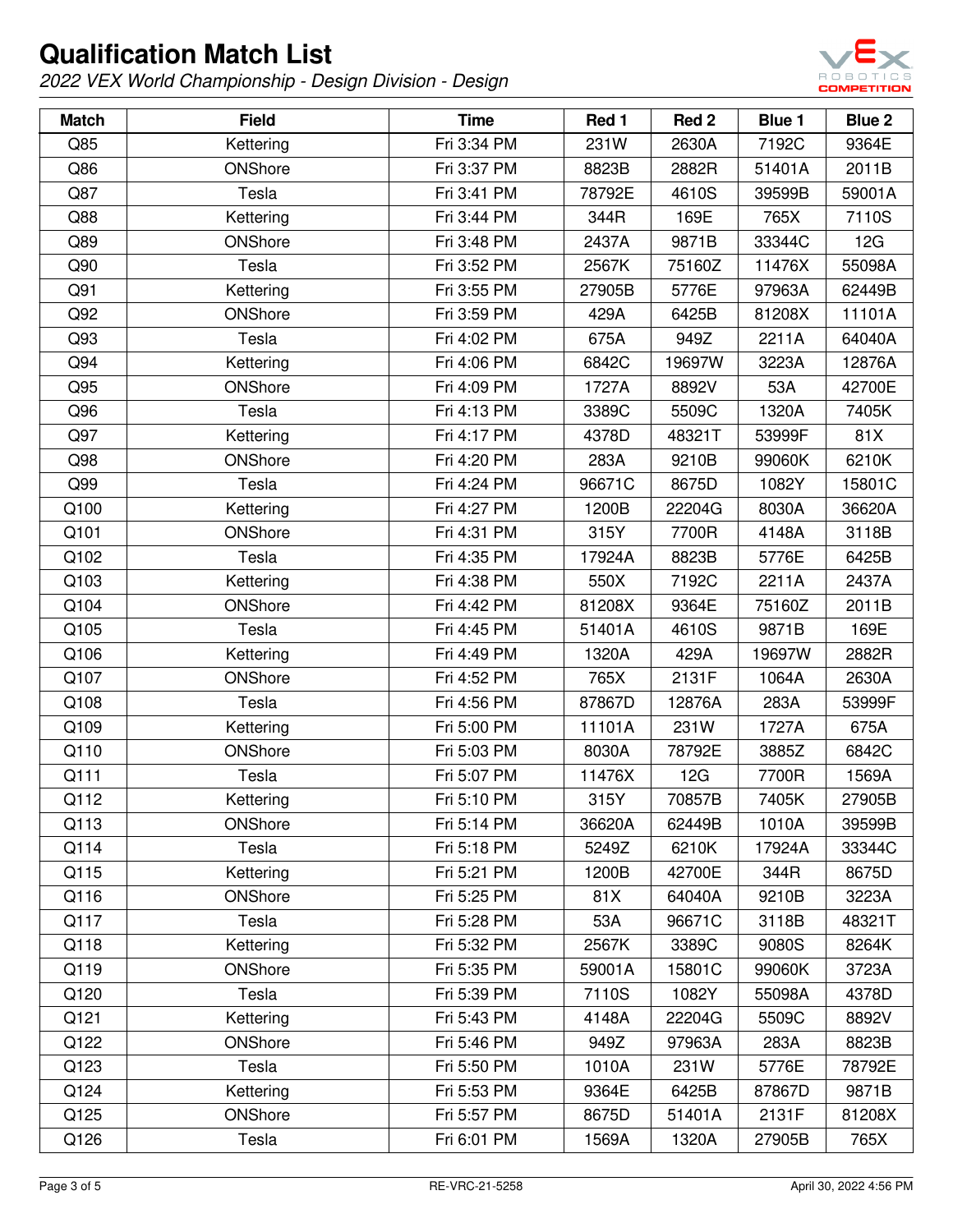# Qualification Match List

*2022 VEX World Championship - Design Division - Design*

| Match | Field | Time | Red 1 | Red 2 | Blue 1 | Blue 2 |
|---|---|---|---|---|---|---|
| Q85 | Kettering | Fri 3:34 PM | 231W | 2630A | 7192C | 9364E |
| Q86 | ONShore | Fri 3:37 PM | 8823B | 2882R | 51401A | 2011B |
| Q87 | Tesla | Fri 3:41 PM | 78792E | 4610S | 39599B | 59001A |
| Q88 | Kettering | Fri 3:44 PM | 344R | 169E | 765X | 7110S |
| Q89 | ONShore | Fri 3:48 PM | 2437A | 9871B | 33344C | 12G |
| Q90 | Tesla | Fri 3:52 PM | 2567K | 75160Z | 11476X | 55098A |
| Q91 | Kettering | Fri 3:55 PM | 27905B | 5776E | 97963A | 62449B |
| Q92 | ONShore | Fri 3:59 PM | 429A | 6425B | 81208X | 11101A |
| Q93 | Tesla | Fri 4:02 PM | 675A | 949Z | 2211A | 64040A |
| Q94 | Kettering | Fri 4:06 PM | 6842C | 19697W | 3223A | 12876A |
| Q95 | ONShore | Fri 4:09 PM | 1727A | 8892V | 53A | 42700E |
| Q96 | Tesla | Fri 4:13 PM | 3389C | 5509C | 1320A | 7405K |
| Q97 | Kettering | Fri 4:17 PM | 4378D | 48321T | 53999F | 81X |
| Q98 | ONShore | Fri 4:20 PM | 283A | 9210B | 99060K | 6210K |
| Q99 | Tesla | Fri 4:24 PM | 96671C | 8675D | 1082Y | 15801C |
| Q100 | Kettering | Fri 4:27 PM | 1200B | 22204G | 8030A | 36620A |
| Q101 | ONShore | Fri 4:31 PM | 315Y | 7700R | 4148A | 3118B |
| Q102 | Tesla | Fri 4:35 PM | 17924A | 8823B | 5776E | 6425B |
| Q103 | Kettering | Fri 4:38 PM | 550X | 7192C | 2211A | 2437A |
| Q104 | ONShore | Fri 4:42 PM | 81208X | 9364E | 75160Z | 2011B |
| Q105 | Tesla | Fri 4:45 PM | 51401A | 4610S | 9871B | 169E |
| Q106 | Kettering | Fri 4:49 PM | 1320A | 429A | 19697W | 2882R |
| Q107 | ONShore | Fri 4:52 PM | 765X | 2131F | 1064A | 2630A |
| Q108 | Tesla | Fri 4:56 PM | 87867D | 12876A | 283A | 53999F |
| Q109 | Kettering | Fri 5:00 PM | 11101A | 231W | 1727A | 675A |
| Q110 | ONShore | Fri 5:03 PM | 8030A | 78792E | 3885Z | 6842C |
| Q111 | Tesla | Fri 5:07 PM | 11476X | 12G | 7700R | 1569A |
| Q112 | Kettering | Fri 5:10 PM | 315Y | 70857B | 7405K | 27905B |
| Q113 | ONShore | Fri 5:14 PM | 36620A | 62449B | 1010A | 39599B |
| Q114 | Tesla | Fri 5:18 PM | 5249Z | 6210K | 17924A | 33344C |
| Q115 | Kettering | Fri 5:21 PM | 1200B | 42700E | 344R | 8675D |
| Q116 | ONShore | Fri 5:25 PM | 81X | 64040A | 9210B | 3223A |
| Q117 | Tesla | Fri 5:28 PM | 53A | 96671C | 3118B | 48321T |
| Q118 | Kettering | Fri 5:32 PM | 2567K | 3389C | 9080S | 8264K |
| Q119 | ONShore | Fri 5:35 PM | 59001A | 15801C | 99060K | 3723A |
| Q120 | Tesla | Fri 5:39 PM | 7110S | 1082Y | 55098A | 4378D |
| Q121 | Kettering | Fri 5:43 PM | 4148A | 22204G | 5509C | 8892V |
| Q122 | ONShore | Fri 5:46 PM | 949Z | 97963A | 283A | 8823B |
| Q123 | Tesla | Fri 5:50 PM | 1010A | 231W | 5776E | 78792E |
| Q124 | Kettering | Fri 5:53 PM | 9364E | 6425B | 87867D | 9871B |
| Q125 | ONShore | Fri 5:57 PM | 8675D | 51401A | 2131F | 81208X |
| Q126 | Tesla | Fri 6:01 PM | 1569A | 1320A | 27905B | 765X |

RE-VRC-21-5258

April 30, 2022 4:56 PM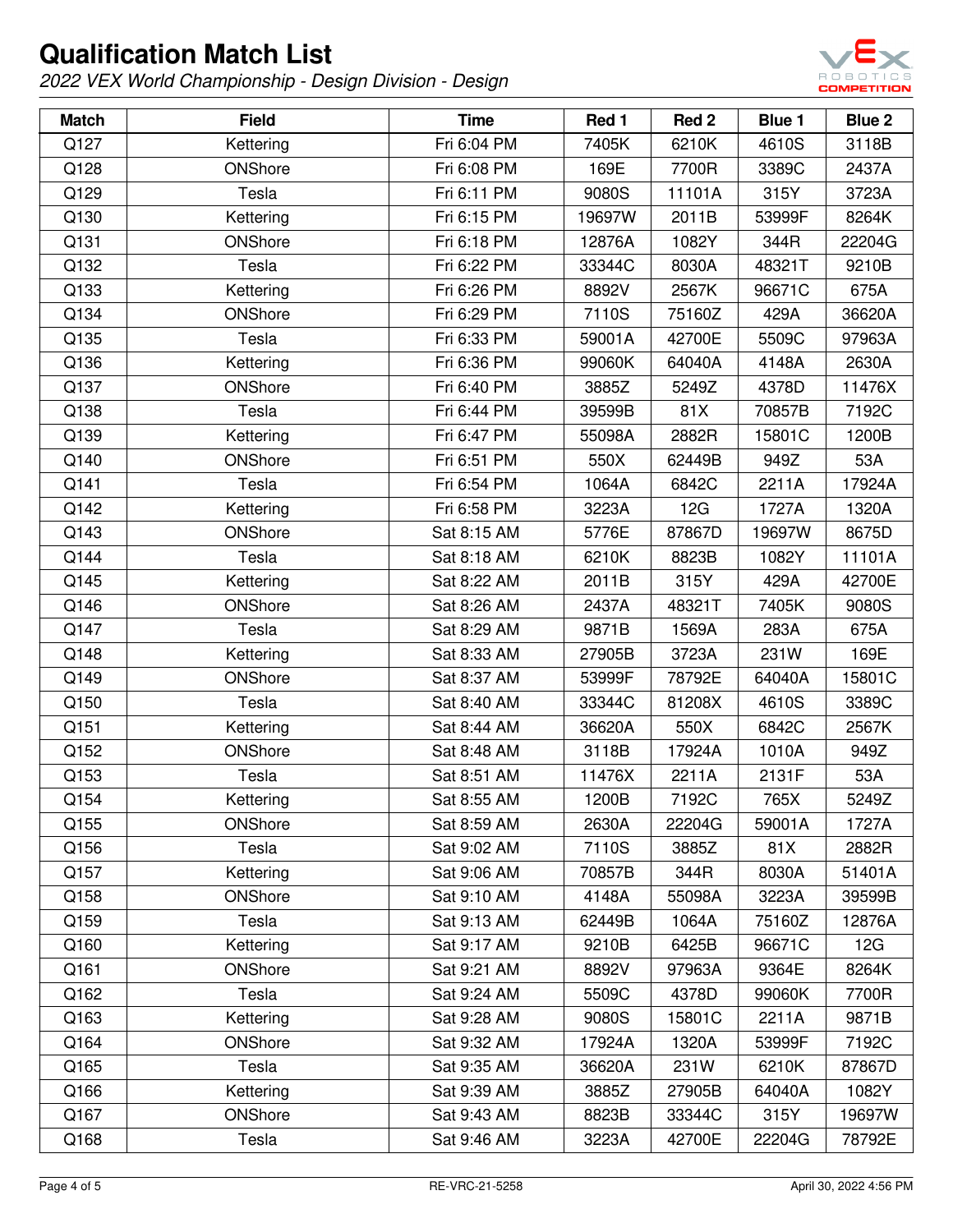# Qualification Match List

*2022 VEX World Championship - Design Division - Design*

| Match | Field | Time | Red 1 | Red 2 | Blue 1 | Blue 2 |
|---|---|---|---|---|---|---|
| Q127 | Kettering | Fri 6:04 PM | 7405K | 6210K | 4610S | 3118B |
| Q128 | ONShore | Fri 6:08 PM | 169E | 7700R | 3389C | 2437A |
| Q129 | Tesla | Fri 6:11 PM | 9080S | 11101A | 315Y | 3723A |
| Q130 | Kettering | Fri 6:15 PM | 19697W | 2011B | 53999F | 8264K |
| Q131 | ONShore | Fri 6:18 PM | 12876A | 1082Y | 344R | 22204G |
| Q132 | Tesla | Fri 6:22 PM | 33344C | 8030A | 48321T | 9210B |
| Q133 | Kettering | Fri 6:26 PM | 8892V | 2567K | 96671C | 675A |
| Q134 | ONShore | Fri 6:29 PM | 7110S | 75160Z | 429A | 36620A |
| Q135 | Tesla | Fri 6:33 PM | 59001A | 42700E | 5509C | 97963A |
| Q136 | Kettering | Fri 6:36 PM | 99060K | 64040A | 4148A | 2630A |
| Q137 | ONShore | Fri 6:40 PM | 3885Z | 5249Z | 4378D | 11476X |
| Q138 | Tesla | Fri 6:44 PM | 39599B | 81X | 70857B | 7192C |
| Q139 | Kettering | Fri 6:47 PM | 55098A | 2882R | 15801C | 1200B |
| Q140 | ONShore | Fri 6:51 PM | 550X | 62449B | 949Z | 53A |
| Q141 | Tesla | Fri 6:54 PM | 1064A | 6842C | 2211A | 17924A |
| Q142 | Kettering | Fri 6:58 PM | 3223A | 12G | 1727A | 1320A |
| Q143 | ONShore | Sat 8:15 AM | 5776E | 87867D | 19697W | 8675D |
| Q144 | Tesla | Sat 8:18 AM | 6210K | 8823B | 1082Y | 11101A |
| Q145 | Kettering | Sat 8:22 AM | 2011B | 315Y | 429A | 42700E |
| Q146 | ONShore | Sat 8:26 AM | 2437A | 48321T | 7405K | 9080S |
| Q147 | Tesla | Sat 8:29 AM | 9871B | 1569A | 283A | 675A |
| Q148 | Kettering | Sat 8:33 AM | 27905B | 3723A | 231W | 169E |
| Q149 | ONShore | Sat 8:37 AM | 53999F | 78792E | 64040A | 15801C |
| Q150 | Tesla | Sat 8:40 AM | 33344C | 81208X | 4610S | 3389C |
| Q151 | Kettering | Sat 8:44 AM | 36620A | 550X | 6842C | 2567K |
| Q152 | ONShore | Sat 8:48 AM | 3118B | 17924A | 1010A | 949Z |
| Q153 | Tesla | Sat 8:51 AM | 11476X | 2211A | 2131F | 53A |
| Q154 | Kettering | Sat 8:55 AM | 1200B | 7192C | 765X | 5249Z |
| Q155 | ONShore | Sat 8:59 AM | 2630A | 22204G | 59001A | 1727A |
| Q156 | Tesla | Sat 9:02 AM | 7110S | 3885Z | 81X | 2882R |
| Q157 | Kettering | Sat 9:06 AM | 70857B | 344R | 8030A | 51401A |
| Q158 | ONShore | Sat 9:10 AM | 4148A | 55098A | 3223A | 39599B |
| Q159 | Tesla | Sat 9:13 AM | 62449B | 1064A | 75160Z | 12876A |
| Q160 | Kettering | Sat 9:17 AM | 9210B | 6425B | 96671C | 12G |
| Q161 | ONShore | Sat 9:21 AM | 8892V | 97963A | 9364E | 8264K |
| Q162 | Tesla | Sat 9:24 AM | 5509C | 4378D | 99060K | 7700R |
| Q163 | Kettering | Sat 9:28 AM | 9080S | 15801C | 2211A | 9871B |
| Q164 | ONShore | Sat 9:32 AM | 17924A | 1320A | 53999F | 7192C |
| Q165 | Tesla | Sat 9:35 AM | 36620A | 231W | 6210K | 87867D |
| Q166 | Kettering | Sat 9:39 AM | 3885Z | 27905B | 64040A | 1082Y |
| Q167 | ONShore | Sat 9:43 AM | 8823B | 33344C | 315Y | 19697W |
| Q168 | Tesla | Sat 9:46 AM | 3223A | 42700E | 22204G | 78792E |

RE-VRC-21-5258

April 30, 2022 4:56 PM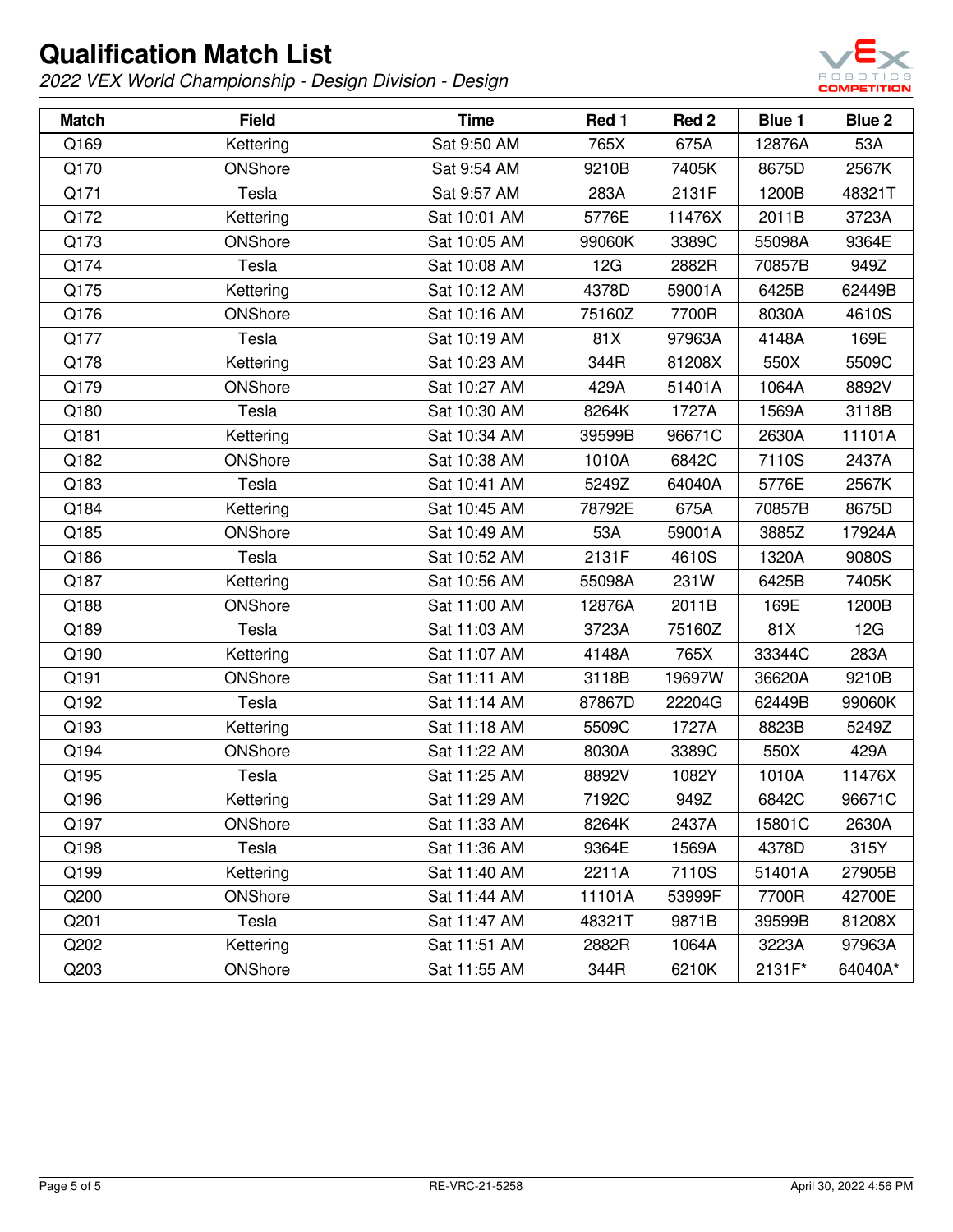# Qualification Match List

*2022 VEX World Championship - Design Division - Design*

| Match | Field | Time | Red 1 | Red 2 | Blue 1 | Blue 2 |
|---|---|---|---|---|---|---|
| Q169 | Kettering | Sat 9:50 AM | 765X | 675A | 12876A | 53A |
| Q170 | ONShore | Sat 9:54 AM | 9210B | 7405K | 8675D | 2567K |
| Q171 | Tesla | Sat 9:57 AM | 283A | 2131F | 1200B | 48321T |
| Q172 | Kettering | Sat 10:01 AM | 5776E | 11476X | 2011B | 3723A |
| Q173 | ONShore | Sat 10:05 AM | 99060K | 3389C | 55098A | 9364E |
| Q174 | Tesla | Sat 10:08 AM | 12G | 2882R | 70857B | 949Z |
| Q175 | Kettering | Sat 10:12 AM | 4378D | 59001A | 6425B | 62449B |
| Q176 | ONShore | Sat 10:16 AM | 75160Z | 7700R | 8030A | 4610S |
| Q177 | Tesla | Sat 10:19 AM | 81X | 97963A | 4148A | 169E |
| Q178 | Kettering | Sat 10:23 AM | 344R | 81208X | 550X | 5509C |
| Q179 | ONShore | Sat 10:27 AM | 429A | 51401A | 1064A | 8892V |
| Q180 | Tesla | Sat 10:30 AM | 8264K | 1727A | 1569A | 3118B |
| Q181 | Kettering | Sat 10:34 AM | 39599B | 96671C | 2630A | 11101A |
| Q182 | ONShore | Sat 10:38 AM | 1010A | 6842C | 7110S | 2437A |
| Q183 | Tesla | Sat 10:41 AM | 5249Z | 64040A | 5776E | 2567K |
| Q184 | Kettering | Sat 10:45 AM | 78792E | 675A | 70857B | 8675D |
| Q185 | ONShore | Sat 10:49 AM | 53A | 59001A | 3885Z | 17924A |
| Q186 | Tesla | Sat 10:52 AM | 2131F | 4610S | 1320A | 9080S |
| Q187 | Kettering | Sat 10:56 AM | 55098A | 231W | 6425B | 7405K |
| Q188 | ONShore | Sat 11:00 AM | 12876A | 2011B | 169E | 1200B |
| Q189 | Tesla | Sat 11:03 AM | 3723A | 75160Z | 81X | 12G |
| Q190 | Kettering | Sat 11:07 AM | 4148A | 765X | 33344C | 283A |
| Q191 | ONShore | Sat 11:11 AM | 3118B | 19697W | 36620A | 9210B |
| Q192 | Tesla | Sat 11:14 AM | 87867D | 22204G | 62449B | 99060K |
| Q193 | Kettering | Sat 11:18 AM | 5509C | 1727A | 8823B | 5249Z |
| Q194 | ONShore | Sat 11:22 AM | 8030A | 3389C | 550X | 429A |
| Q195 | Tesla | Sat 11:25 AM | 8892V | 1082Y | 1010A | 11476X |
| Q196 | Kettering | Sat 11:29 AM | 7192C | 949Z | 6842C | 96671C |
| Q197 | ONShore | Sat 11:33 AM | 8264K | 2437A | 15801C | 2630A |
| Q198 | Tesla | Sat 11:36 AM | 9364E | 1569A | 4378D | 315Y |
| Q199 | Kettering | Sat 11:40 AM | 2211A | 7110S | 51401A | 27905B |
| Q200 | ONShore | Sat 11:44 AM | 11101A | 53999F | 7700R | 42700E |
| Q201 | Tesla | Sat 11:47 AM | 48321T | 9871B | 39599B | 81208X |
| Q202 | Kettering | Sat 11:51 AM | 2882R | 1064A | 3223A | 97963A |
| Q203 | ONShore | Sat 11:55 AM | 344R | 6210K | 2131F* | 64040A* |

RE-VRC-21-5258

April 30, 2022 4:56 PM